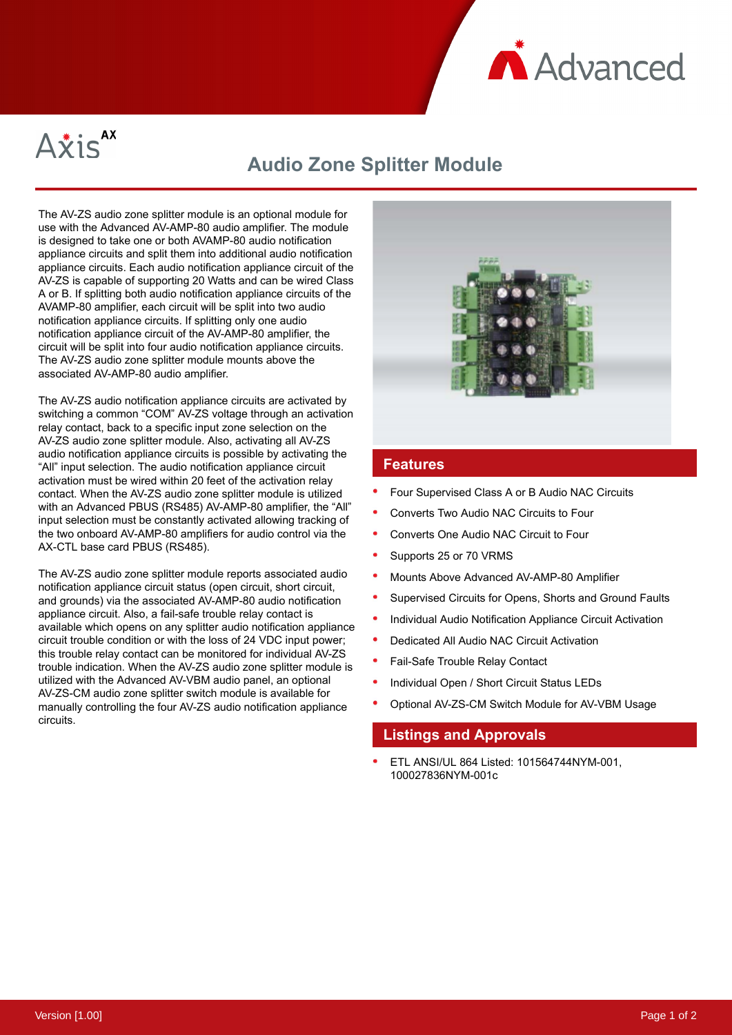Axis AX

# Audio Zone Splitter Module

The AV-ZS audio zone splitter module is an optional module for use with the Advanced AV-AMP-80 audio amplifier. The module is designed to take one or both AVAMP-80 audio notification appliance circuits and split them into additional audio notification appliance circuits. Each audio notification appliance circuit of the AV-ZS is capable of supporting 20 Watts and can be wired Class A or B. If splitting both audio notification appliance circuits of the AVAMP-80 amplifier, each circuit will be split into two audio notification appliance circuits. If splitting only one audio notification appliance circuit of the AV-AMP-80 amplifier, the circuit will be split into four audio notification appliance circuits. The AV-ZS audio zone splitter module mounts above the associated AV-AMP-80 audio amplifier.

The AV-ZS audio notification appliance circuits are activated by switching a common "COM" AV-ZS voltage through an activation relay contact, back to a specific input zone selection on the AV-ZS audio zone splitter module. Also, activating all AV-ZS audio notification appliance circuits is possible by activating the "All" input selection. The audio notification appliance circuit activation must be wired within 20 feet of the activation relay contact. When the AV-ZS audio zone splitter module is utilized with an Advanced PBUS (RS485) AV-AMP-80 amplifier, the "All" input selection must be constantly activated allowing tracking of the two onboard AV-AMP-80 amplifiers for audio control via the AX-CTL base card PBUS (RS485).

The AV-ZS audio zone splitter module reports associated audio notification appliance circuit status (open circuit, short circuit, and grounds) via the associated AV-AMP-80 audio notification appliance circuit. Also, a fail-safe trouble relay contact is available which opens on any splitter audio notification appliance circuit trouble condition or with the loss of 24 VDC input power; this trouble relay contact can be monitored for individual AV-ZS trouble indication. When the AV-ZS audio zone splitter module is utilized with the Advanced AV-VBM audio panel, an optional AV-ZS-CM audio zone splitter switch module is available for manually controlling the four AV-ZS audio notification appliance circuits.

## Features

- Four Supervised Class A or B Audio NAC Circuits
- Converts Two Audio NAC Circuits to Four
- Converts One Audio NAC Circuit to Four
- Supports 25 or 70 VRMS
- Mounts Above Advanced AV-AMP-80 Amplifier
- Supervised Circuits for Opens, Shorts and Ground Faults
- Individual Audio Notification Appliance Circuit Activation
- Dedicated All Audio NAC Circuit Activation
- Fail-Safe Trouble Relay Contact
- Individual Open / Short Circuit Status LEDs
- Optional AV-ZS-CM Switch Module for AV-VBM Usage

## Listings and Approvals

- ETL ANSI/UL 864 Listed: 101564744NYM-001, 100027836NYM-001c

Version [1.00]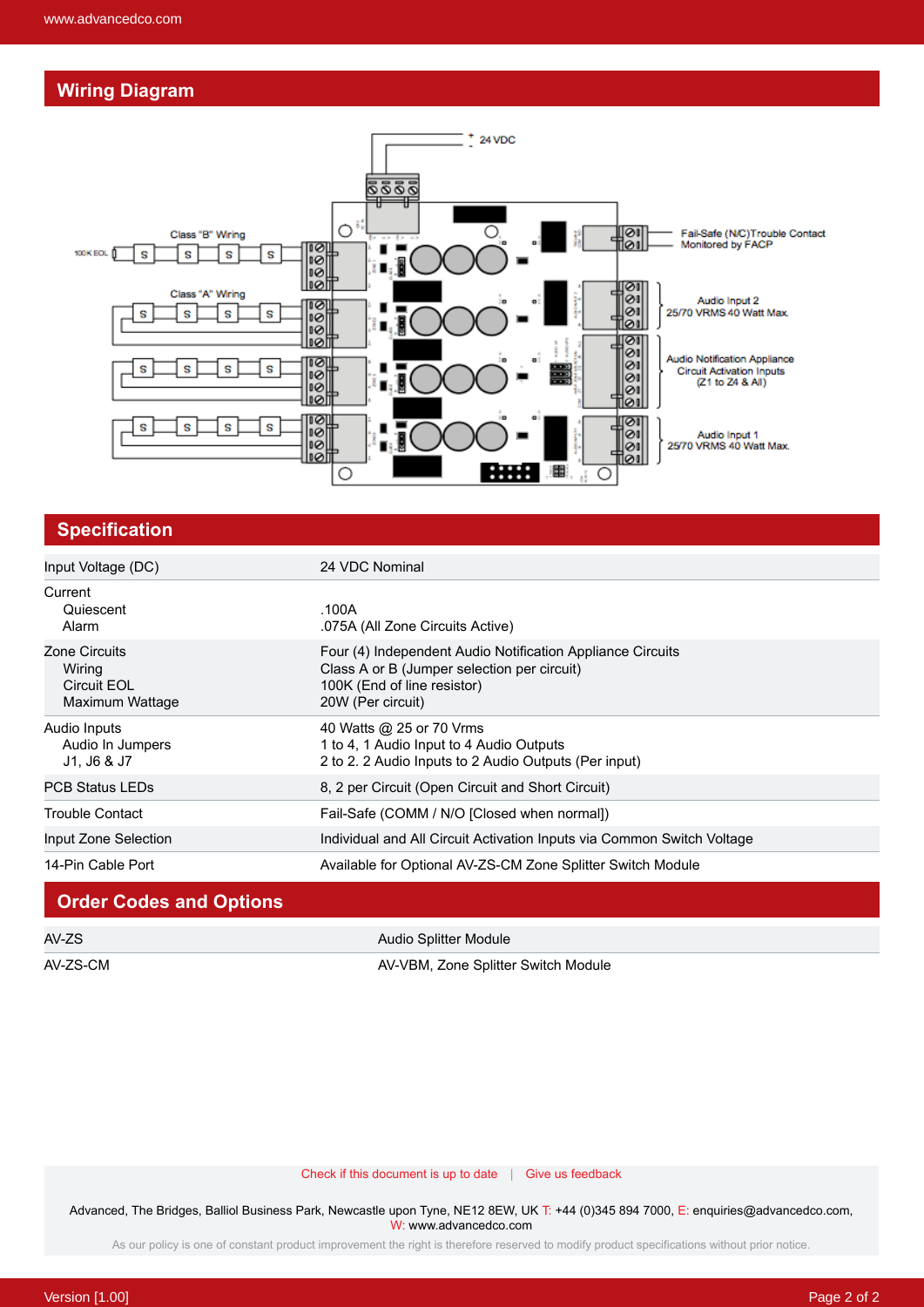## Wiring Diagram

24 VDC

Class "B" Wiring

100K EOL

Class "A" Wiring

Fail-Safe (N/C)Trouble Contact
Monitored by FACP

Audio Input 2
25/70 VRMS 40 Watt Max.

Audio Notification Appliance
Circuit Activation Inputs
(Z1 to Z4 & All)

Audio Input 1
25/70 VRMS 40 Watt Max.

## Specification

| | |
|---|---|
| Input Voltage (DC) | 24 VDC Nominal |
| Current<br>Quiescent<br>Alarm | <br>.100A<br>.075A (All Zone Circuits Active) |
| Zone Circuits<br>Wiring<br>Circuit EOL<br>Maximum Wattage | Four (4) Independent Audio Notification Appliance Circuits<br>Class A or B (Jumper selection per circuit)<br>100K (End of line resistor)<br>20W (Per circuit) |
| Audio Inputs<br>Audio In Jumpers<br>J1, J6 & J7 | 40 Watts @ 25 or 70 Vrms<br>1 to 4, 1 Audio Input to 4 Audio Outputs<br>2 to 2. 2 Audio Inputs to 2 Audio Outputs (Per input) |
| PCB Status LEDs | 8, 2 per Circuit (Open Circuit and Short Circuit) |
| Trouble Contact | Fail-Safe (COMM / N/O [Closed when normal]) |
| Input Zone Selection | Individual and All Circuit Activation Inputs via Common Switch Voltage |
| 14-Pin Cable Port | Available for Optional AV-ZS-CM Zone Splitter Switch Module |

## Order Codes and Options

| | |
|---|---|
| AV-ZS | Audio Splitter Module |
| AV-ZS-CM | AV-VBM, Zone Splitter Switch Module |

Check if this document is up to date | Give us feedback

Advanced, The Bridges, Balliol Business Park, Newcastle upon Tyne, NE12 8EW, UK T: +44 (0)345 894 7000, E: enquiries@advancedco.com, W: www.advancedco.com

As our policy is one of constant product improvement the right is therefore reserved to modify product specifications without prior notice.

Version [1.00]